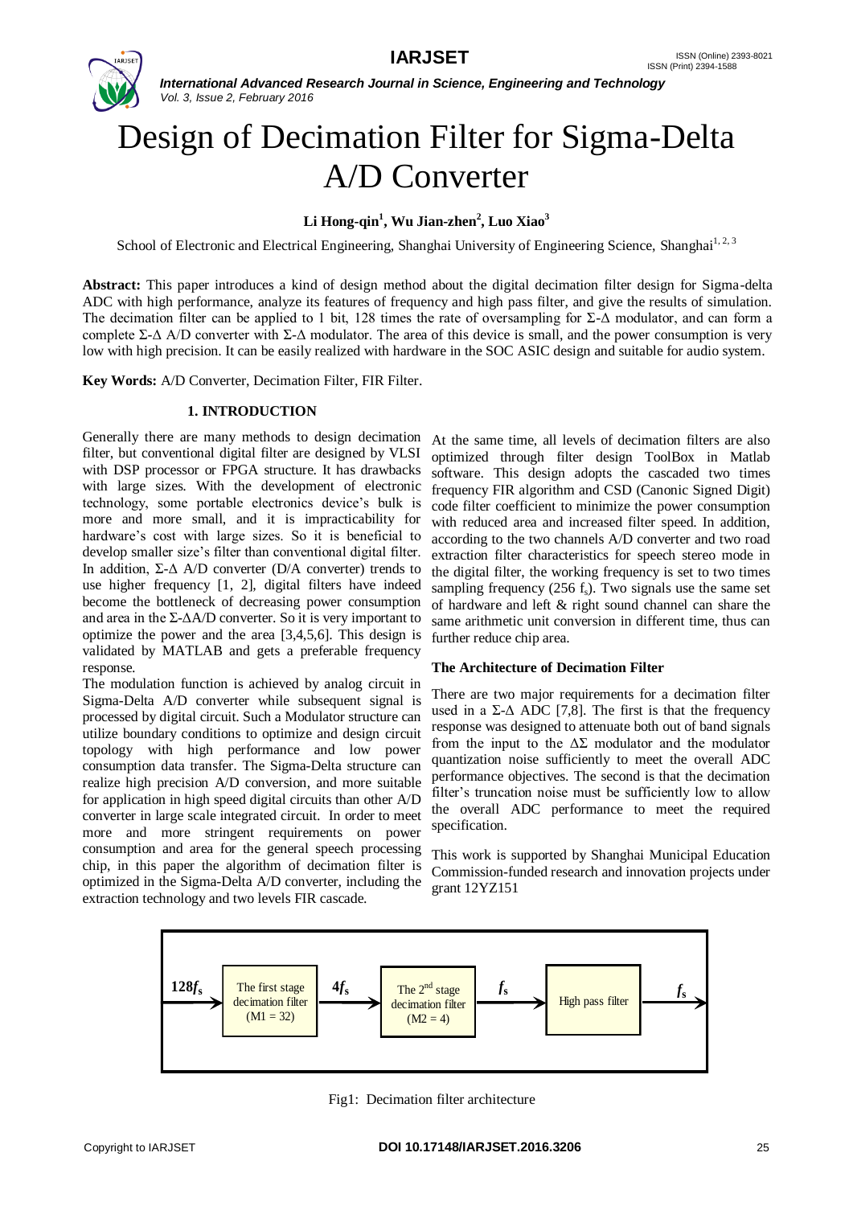# Design of Decimation Filter for Sigma-Delta A/D Converter

**Li Hong-qin[1], Wu Jian-zhen[2], Luo Xiao[3]**

School of Electronic and Electrical Engineering, Shanghai University of Engineering Science, Shanghai[1, 2, 3]

**Abstract:** This paper introduces a kind of design method about the digital decimation filter design for Sigma-delta ADC with high performance, analyze its features of frequency and high pass filter, and give the results of simulation. The decimation filter can be applied to 1 bit, 128 times the rate of oversampling for Σ-Δ modulator, and can form a complete Σ-Δ A/D converter with Σ-Δ modulator. The area of this device is small, and the power consumption is very low with high precision. It can be easily realized with hardware in the SOC ASIC design and suitable for audio system.

**Key Words:** A/D Converter, Decimation Filter, FIR Filter.

## 1. INTRODUCTION

Generally there are many methods to design decimation filter, but conventional digital filter are designed by VLSI with DSP processor or FPGA structure. It has drawbacks with large sizes. With the development of electronic technology, some portable electronics device's bulk is more and more small, and it is impracticability for hardware's cost with large sizes. So it is beneficial to develop smaller size's filter than conventional digital filter. In addition, Σ-Δ A/D converter (D/A converter) trends to use higher frequency [1, 2], digital filters have indeed become the bottleneck of decreasing power consumption and area in the Σ-ΔA/D converter. So it is very important to optimize the power and the area [3,4,5,6]. This design is validated by MATLAB and gets a preferable frequency response.

The modulation function is achieved by analog circuit in Sigma-Delta A/D converter while subsequent signal is processed by digital circuit. Such a Modulator structure can utilize boundary conditions to optimize and design circuit topology with high performance and low power consumption data transfer. The Sigma-Delta structure can realize high precision A/D conversion, and more suitable for application in high speed digital circuits than other A/D converter in large scale integrated circuit. In order to meet more and more stringent requirements on power consumption and area for the general speech processing chip, in this paper the algorithm of decimation filter is optimized in the Sigma-Delta A/D converter, including the extraction technology and two levels FIR cascade.

At the same time, all levels of decimation filters are also optimized through filter design ToolBox in Matlab software. This design adopts the cascaded two times frequency FIR algorithm and CSD (Canonic Signed Digit) code filter coefficient to minimize the power consumption with reduced area and increased filter speed. In addition, according to the two channels A/D converter and two road extraction filter characteristics for speech stereo mode in the digital filter, the working frequency is set to two times sampling frequency (256 $f_s$). Two signals use the same set of hardware and left & right sound channel can share the same arithmetic unit conversion in different time, thus can further reduce chip area.

### The Architecture of Decimation Filter

There are two major requirements for a decimation filter used in a Σ-Δ ADC [7,8]. The first is that the frequency response was designed to attenuate both out of band signals from the input to the ΔΣ modulator and the modulator quantization noise sufficiently to meet the overall ADC performance objectives. The second is that the decimation filter's truncation noise must be sufficiently low to allow the overall ADC performance to meet the required specification.

This work is supported by Shanghai Municipal Education Commission-funded research and innovation projects under grant 12YZ151

$128f_s$ → The first stage decimation filter (M1 = 32) → $4f_s$ → The 2nd stage decimation filter (M2 = 4) → $f_s$ → High pass filter → $f_s$

Fig1: Decimation filter architecture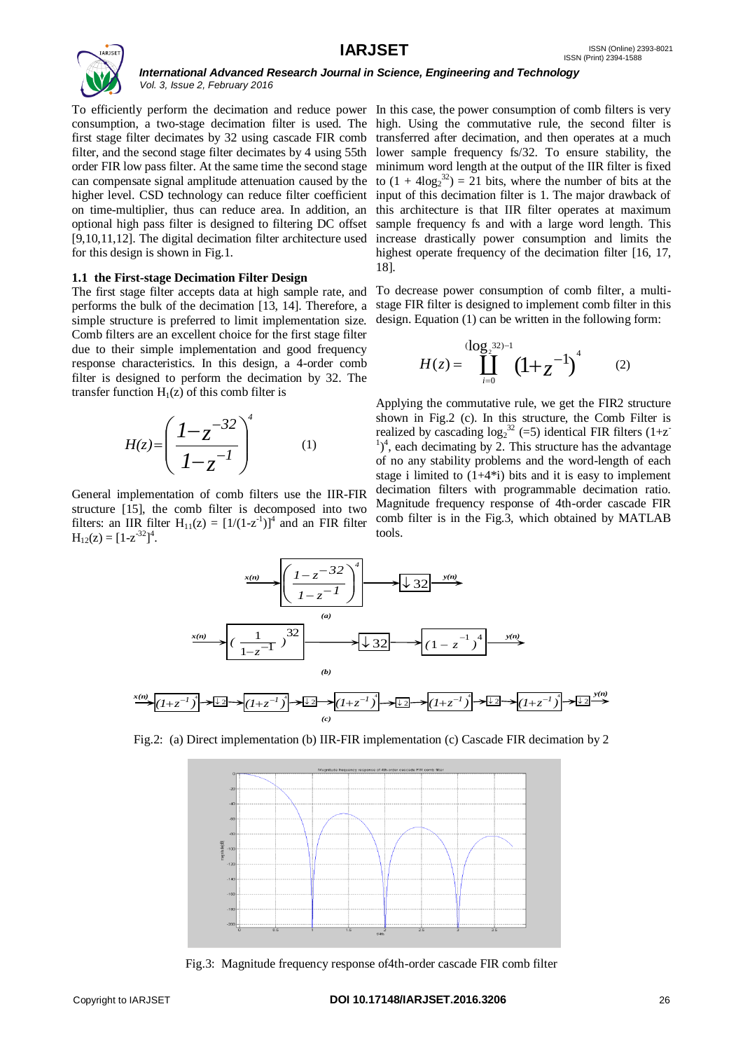To efficiently perform the decimation and reduce power consumption, a two-stage decimation filter is used. The first stage filter decimates by 32 using cascade FIR comb filter, and the second stage filter decimates by 4 using 55th order FIR low pass filter. At the same time the second stage can compensate signal amplitude attenuation caused by the higher level. CSD technology can reduce filter coefficient on time-multiplier, thus can reduce area. In addition, an optional high pass filter is designed to filtering DC offset [9,10,11,12]. The digital decimation filter architecture used for this design is shown in Fig.1.

### 1.1 the First-stage Decimation Filter Design

The first stage filter accepts data at high sample rate, and performs the bulk of the decimation [13, 14]. Therefore, a simple structure is preferred to limit implementation size. Comb filters are an excellent choice for the first stage filter due to their simple implementation and good frequency response characteristics. In this design, a 4-order comb filter is designed to perform the decimation by 32. The transfer function $H_1(z)$ of this comb filter is

$$H(z)=\left(\frac{1-z^{-32}}{1-z^{-1}}\right)^4 \qquad (1)$$

General implementation of comb filters use the IIR-FIR structure [15], the comb filter is decomposed into two filters: an IIR filter $H_{11}(z) = [1/(1-z^{-1})]^4$ and an FIR filter $H_{12}(z) = [1-z^{-32}]^4$.

In this case, the power consumption of comb filters is very high. Using the commutative rule, the second filter is transferred after decimation, and then operates at a much lower sample frequency fs/32. To ensure stability, the minimum word length at the output of the IIR filter is fixed to $(1 + 4\log_2^{32}) = 21$ bits, where the number of bits at the input of this decimation filter is 1. The major drawback of this architecture is that IIR filter operates at maximum sample frequency fs and with a large word length. This increase drastically power consumption and limits the highest operate frequency of the decimation filter [16, 17, 18].

To decrease power consumption of comb filter, a multi-stage FIR filter is designed to implement comb filter in this design. Equation (1) can be written in the following form:

$$H(z)=\prod_{i=0}^{(\log_2 32)-1}\left(1+z^{-1}\right)^4 \qquad (2)$$

Applying the commutative rule, we get the FIR2 structure shown in Fig.2 (c). In this structure, the Comb Filter is realized by cascading $\log_2^{32}$ (=5) identical FIR filters $(1+z^{-1})^4$, each decimating by 2. This structure has the advantage of no any stability problems and the word-length of each stage i limited to (1+4*i) bits and it is easy to implement decimation filters with programmable decimation ratio. Magnitude frequency response of 4th-order cascade FIR comb filter is in the Fig.3, which obtained by MATLAB tools.

Fig.2: (a) Direct implementation (b) IIR-FIR implementation (c) Cascade FIR decimation by 2

Fig.3: Magnitude frequency response of4th-order cascade FIR comb filter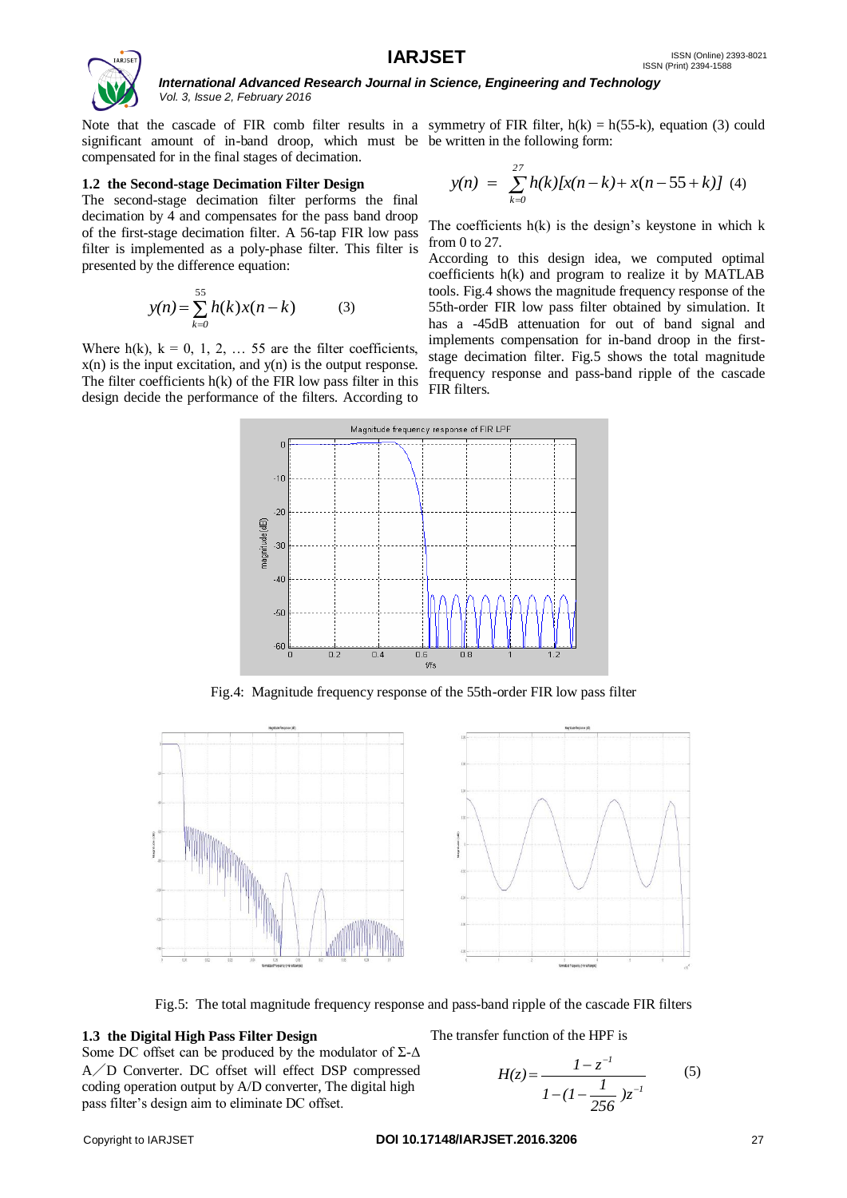Note that the cascade of FIR comb filter results in a significant amount of in-band droop, which must be compensated for in the final stages of decimation.

### 1.2 the Second-stage Decimation Filter Design

The second-stage decimation filter performs the final decimation by 4 and compensates for the pass band droop of the first-stage decimation filter. A 56-tap FIR low pass filter is implemented as a poly-phase filter. This filter is presented by the difference equation:

$$y(n) = \sum_{k=0}^{55} h(k)x(n-k) \qquad (3)$$

Where h(k), k = 0, 1, 2, … 55 are the filter coefficients, x(n) is the input excitation, and y(n) is the output response. The filter coefficients h(k) of the FIR low pass filter in this design decide the performance of the filters. According to symmetry of FIR filter, h(k) = h(55-k), equation (3) could be written in the following form:

$$y(n) = \sum_{k=0}^{27} h(k)[x(n-k) + x(n-55+k)] \quad (4)$$

The coefficients h(k) is the design's keystone in which k from 0 to 27.

According to this design idea, we computed optimal coefficients h(k) and program to realize it by MATLAB tools. Fig.4 shows the magnitude frequency response of the 55th-order FIR low pass filter obtained by simulation. It has a -45dB attenuation for out of band signal and implements compensation for in-band droop in the first-stage decimation filter. Fig.5 shows the total magnitude frequency response and pass-band ripple of the cascade FIR filters.

Fig.4: Magnitude frequency response of the 55th-order FIR low pass filter

Fig.5: The total magnitude frequency response and pass-band ripple of the cascade FIR filters

### 1.3 the Digital High Pass Filter Design

Some DC offset can be produced by the modulator of Σ-Δ A／D Converter. DC offset will effect DSP compressed coding operation output by A/D converter, The digital high pass filter's design aim to eliminate DC offset.

The transfer function of the HPF is

$$H(z) = \frac{1 - z^{-1}}{1 - (1 - \frac{1}{256})z^{-1}} \qquad (5)$$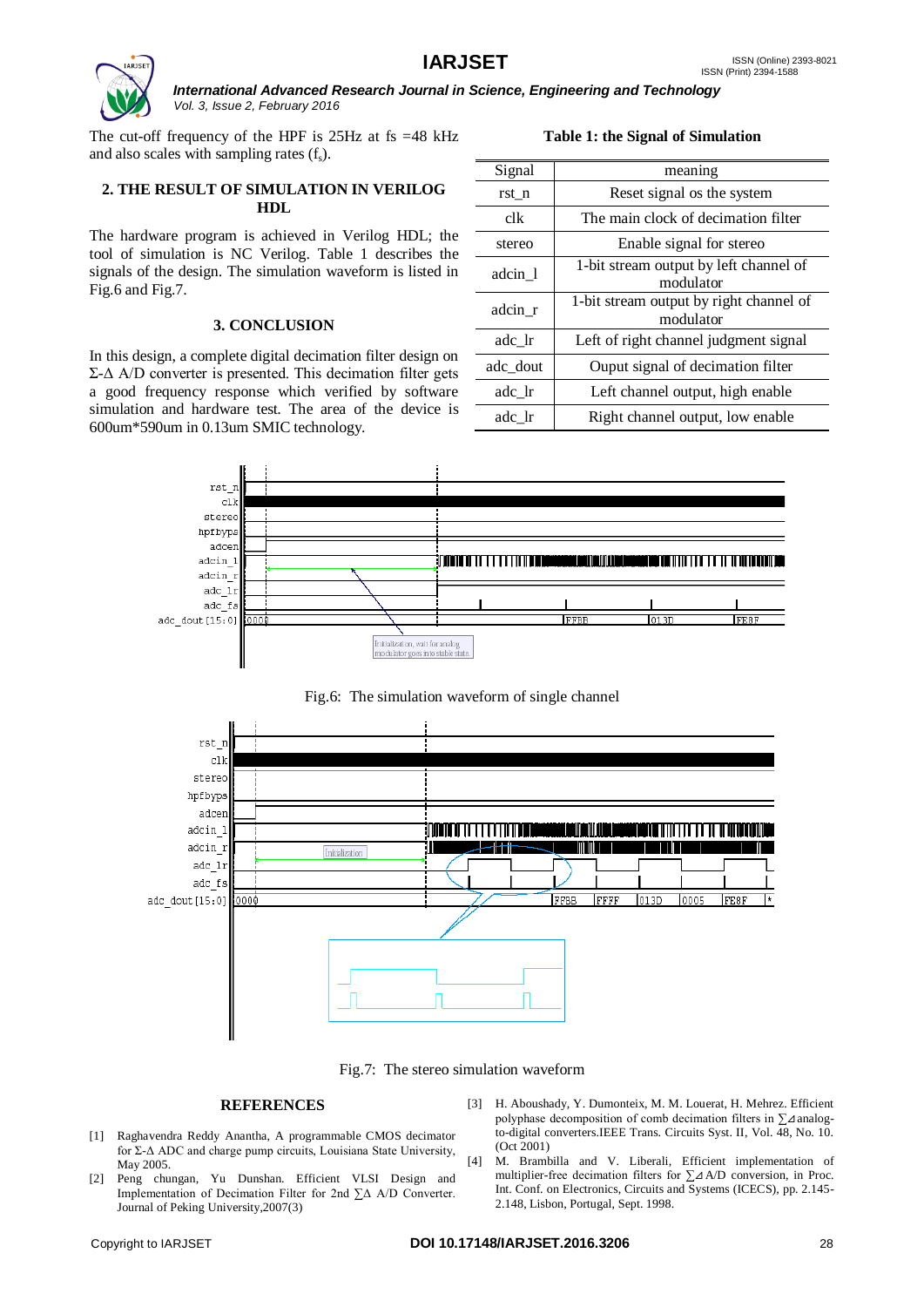The cut-off frequency of the HPF is 25Hz at fs =48 kHz and also scales with sampling rates ($f_s$).

## 2. THE RESULT OF SIMULATION IN VERILOG HDL

The hardware program is achieved in Verilog HDL; the tool of simulation is NC Verilog. Table 1 describes the signals of the design. The simulation waveform is listed in Fig.6 and Fig.7.

## 3. CONCLUSION

In this design, a complete digital decimation filter design on Σ-Δ A/D converter is presented. This decimation filter gets a good frequency response which verified by software simulation and hardware test. The area of the device is 600um*590um in 0.13um SMIC technology.

**Table 1: the Signal of Simulation**

| Signal | meaning |
|---|---|
| rst_n | Reset signal os the system |
| clk | The main clock of decimation filter |
| stereo | Enable signal for stereo |
| adcin_l | 1-bit stream output by left channel of modulator |
| adcin_r | 1-bit stream output by right channel of modulator |
| adc_lr | Left of right channel judgment signal |
| adc_dout | Ouput signal of decimation filter |
| adc_lr | Left channel output, high enable |
| adc_lr | Right channel output, low enable |

Fig.6: The simulation waveform of single channel

Fig.7: The stereo simulation waveform

## REFERENCES

[1] Raghavendra Reddy Anantha, A programmable CMOS decimator for Σ-Δ ADC and charge pump circuits, Louisiana State University, May 2005.

[2] Peng chungan, Yu Dunshan. Efficient VLSI Design and Implementation of Decimation Filter for 2nd ∑Δ A/D Converter. Journal of Peking University,2007(3)

[3] H. Aboushady, Y. Dumonteix, M. M. Louerat, H. Mehrez. Efficient polyphase decomposition of comb decimation filters in ∑⊿analog-to-digital converters.IEEE Trans. Circuits Syst. II, Vol. 48, No. 10. (Oct 2001)

[4] M. Brambilla and V. Liberali, Efficient implementation of multiplier-free decimation filters for ∑⊿A/D conversion, in Proc. Int. Conf. on Electronics, Circuits and Systems (ICECS), pp. 2.145-2.148, Lisbon, Portugal, Sept. 1998.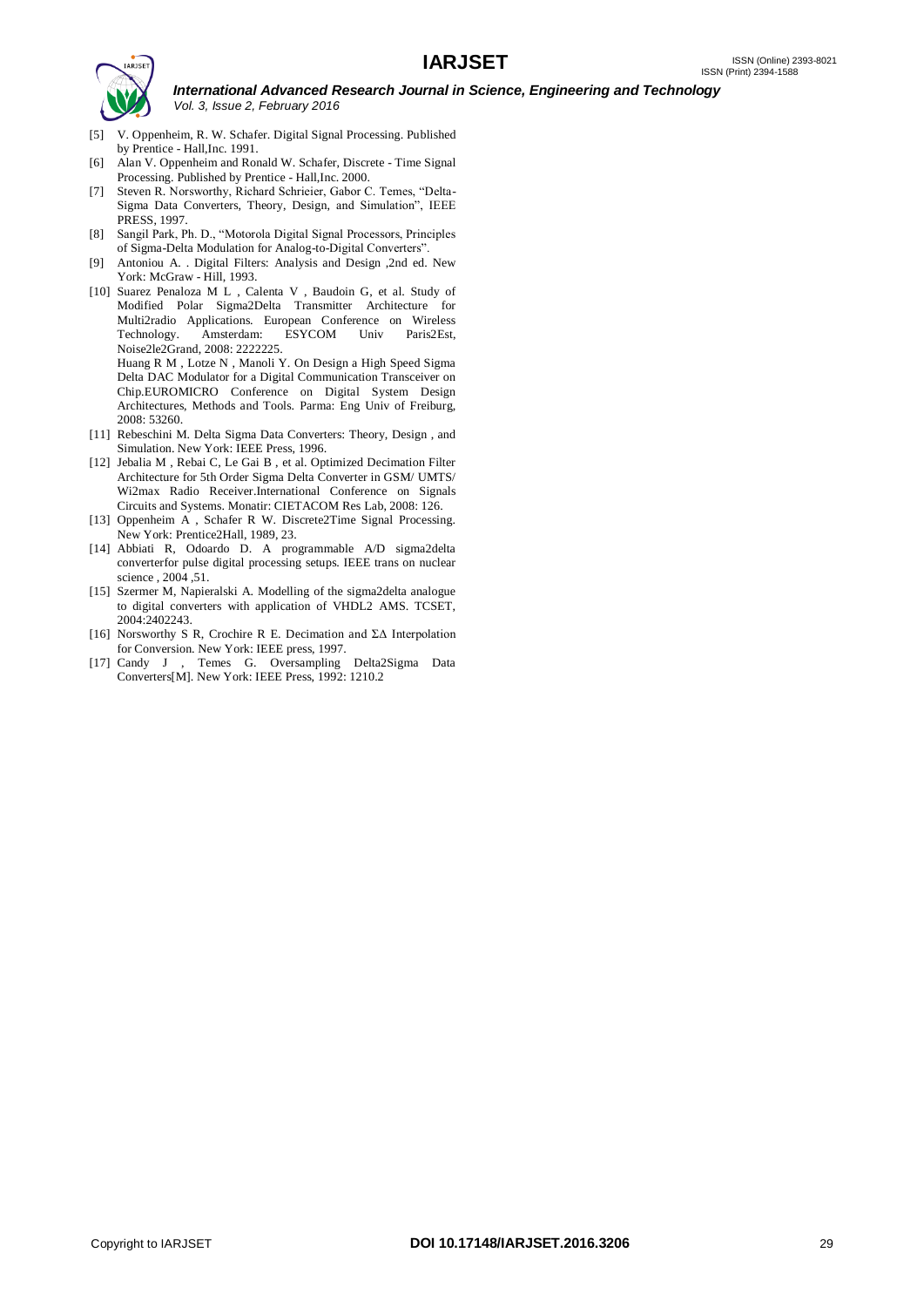[5] V. Oppenheim, R. W. Schafer. Digital Signal Processing. Published by Prentice - Hall,Inc. 1991.

[6] Alan V. Oppenheim and Ronald W. Schafer, Discrete - Time Signal Processing. Published by Prentice - Hall,Inc. 2000.

[7] Steven R. Norsworthy, Richard Schrieier, Gabor C. Temes, "Delta-Sigma Data Converters, Theory, Design, and Simulation", IEEE PRESS, 1997.

[8] Sangil Park, Ph. D., "Motorola Digital Signal Processors, Principles of Sigma-Delta Modulation for Analog-to-Digital Converters".

[9] Antoniou A. . Digital Filters: Analysis and Design ,2nd ed. New York: McGraw - Hill, 1993.

[10] Suarez Penaloza M L , Calenta V , Baudoin G, et al. Study of Modified Polar Sigma2Delta Transmitter Architecture for Multi2radio Applications. European Conference on Wireless Technology. Amsterdam: ESYCOM Univ Paris2Est, Noise2le2Grand, 2008: 2222225.
Huang R M , Lotze N , Manoli Y. On Design a High Speed Sigma Delta DAC Modulator for a Digital Communication Transceiver on Chip.EUROMICRO Conference on Digital System Design Architectures, Methods and Tools. Parma: Eng Univ of Freiburg, 2008: 53260.

[11] Rebeschini M. Delta Sigma Data Converters: Theory, Design , and Simulation. New York: IEEE Press, 1996.

[12] Jebalia M , Rebai C, Le Gai B , et al. Optimized Decimation Filter Architecture for 5th Order Sigma Delta Converter in GSM/ UMTS/ Wi2max Radio Receiver.International Conference on Signals Circuits and Systems. Monatir: CIETACOM Res Lab, 2008: 126.

[13] Oppenheim A , Schafer R W. Discrete2Time Signal Processing. New York: Prentice2Hall, 1989, 23.

[14] Abbiati R, Odoardo D. A programmable A/D sigma2delta converterfor pulse digital processing setups. IEEE trans on nuclear science , 2004 ,51.

[15] Szermer M, Napieralski A. Modelling of the sigma2delta analogue to digital converters with application of VHDL2 AMS. TCSET, 2004:2402243.

[16] Norsworthy S R, Crochire R E. Decimation and ΣΔ Interpolation for Conversion. New York: IEEE press, 1997.

[17] Candy J , Temes G. Oversampling Delta2Sigma Data Converters[M]. New York: IEEE Press, 1992: 1210.2